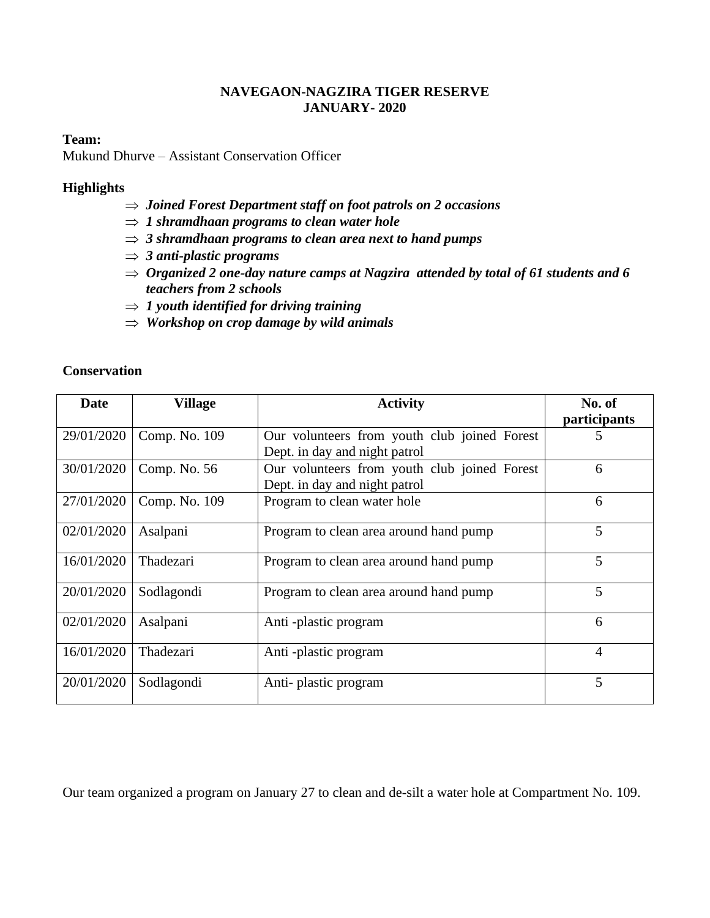# NAVEGAON-NAGZIRA TIGER RESERVE
# JANUARY- 2020

**Team:**
Mukund Dhurve – Assistant Conservation Officer

**Highlights**

- ⇒ ***Joined Forest Department staff on foot patrols on 2 occasions***
- ⇒ ***1 shramdhaan programs to clean water hole***
- ⇒ ***3 shramdhaan programs to clean area next to hand pumps***
- ⇒ ***3 anti-plastic programs***
- ⇒ ***Organized 2 one-day nature camps at Nagzira attended by total of 61 students and 6 teachers from 2 schools***
- ⇒ ***1 youth identified for driving training***
- ⇒ ***Workshop on crop damage by wild animals***

**Conservation**

| Date | Village | Activity | No. of participants |
|---|---|---|---|
| 29/01/2020 | Comp. No. 109 | Our volunteers from youth club joined Forest Dept. in day and night patrol | 5 |
| 30/01/2020 | Comp. No. 56 | Our volunteers from youth club joined Forest Dept. in day and night patrol | 6 |
| 27/01/2020 | Comp. No. 109 | Program to clean water hole | 6 |
| 02/01/2020 | Asalpani | Program to clean area around hand pump | 5 |
| 16/01/2020 | Thadezari | Program to clean area around hand pump | 5 |
| 20/01/2020 | Sodlagondi | Program to clean area around hand pump | 5 |
| 02/01/2020 | Asalpani | Anti -plastic program | 6 |
| 16/01/2020 | Thadezari | Anti -plastic program | 4 |
| 20/01/2020 | Sodlagondi | Anti- plastic program | 5 |

Our team organized a program on January 27 to clean and de-silt a water hole at Compartment No. 109.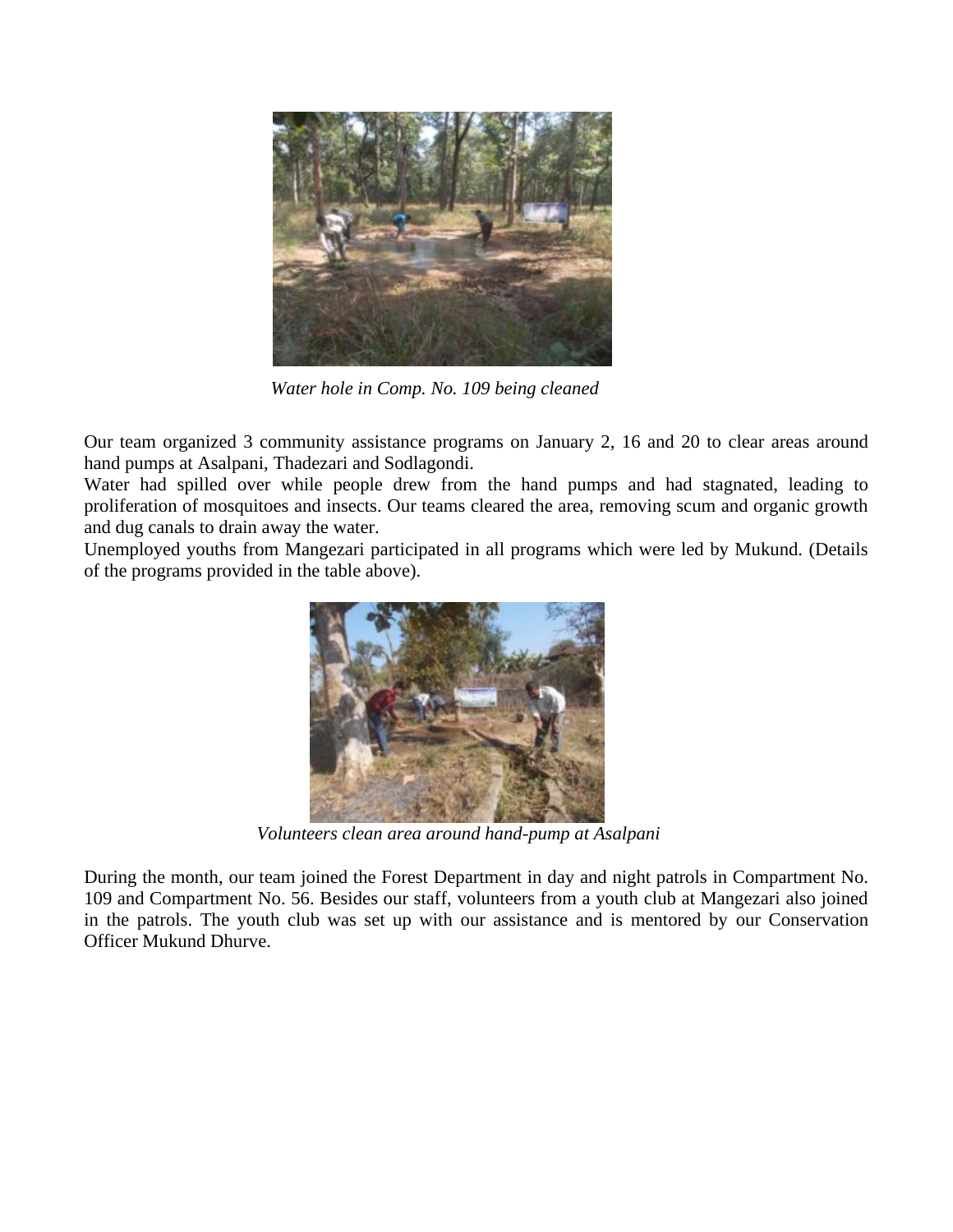*Water hole in Comp. No. 109 being cleaned*

Our team organized 3 community assistance programs on January 2, 16 and 20 to clear areas around hand pumps at Asalpani, Thadezari and Sodlagondi.

Water had spilled over while people drew from the hand pumps and had stagnated, leading to proliferation of mosquitoes and insects. Our teams cleared the area, removing scum and organic growth and dug canals to drain away the water.

Unemployed youths from Mangezari participated in all programs which were led by Mukund. (Details of the programs provided in the table above).

*Volunteers clean area around hand-pump at Asalpani*

During the month, our team joined the Forest Department in day and night patrols in Compartment No. 109 and Compartment No. 56. Besides our staff, volunteers from a youth club at Mangezari also joined in the patrols. The youth club was set up with our assistance and is mentored by our Conservation Officer Mukund Dhurve.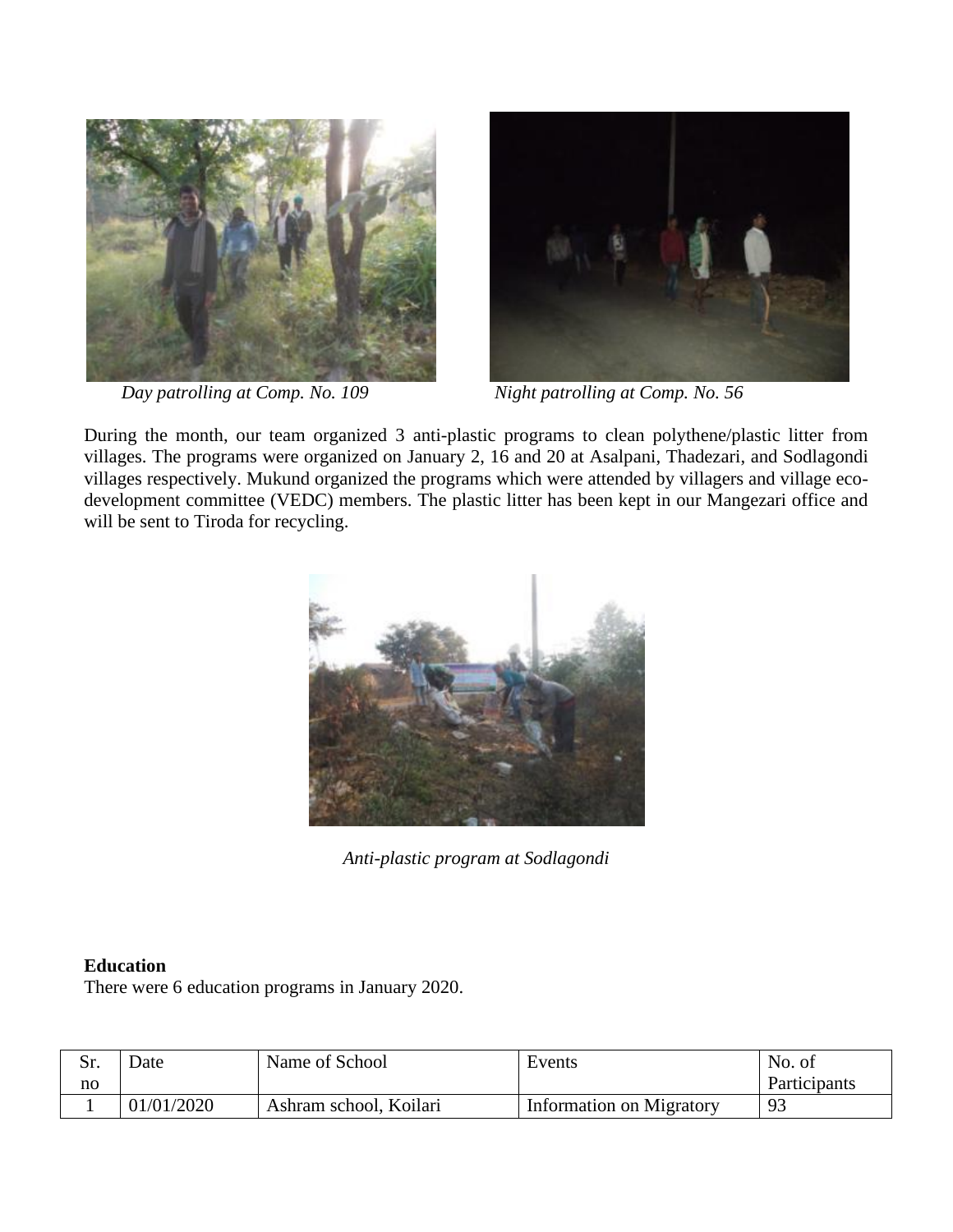*Day patrolling at Comp. No. 109*

*Night patrolling at Comp. No. 56*

During the month, our team organized 3 anti-plastic programs to clean polythene/plastic litter from villages. The programs were organized on January 2, 16 and 20 at Asalpani, Thadezari, and Sodlagondi villages respectively. Mukund organized the programs which were attended by villagers and village eco-development committee (VEDC) members. The plastic litter has been kept in our Mangezari office and will be sent to Tiroda for recycling.

*Anti-plastic program at Sodlagondi*

**Education**

There were 6 education programs in January 2020.

| Sr. no | Date | Name of School | Events | No. of Participants |
|---|---|---|---|---|
| 1 | 01/01/2020 | Ashram school, Koilari | Information on Migratory | 93 |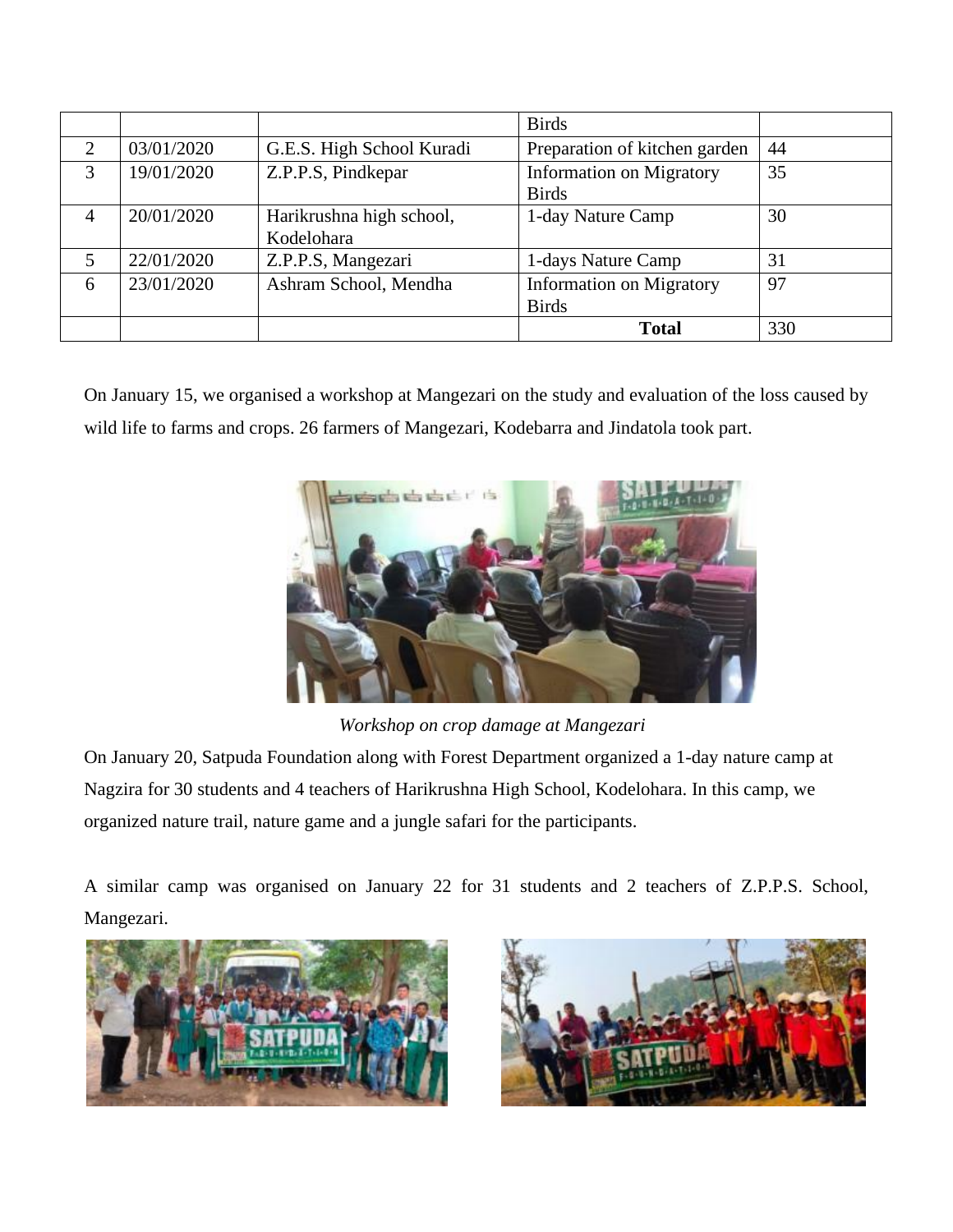| | | | Birds | |
|---|---|---|---|---|
| 2 | 03/01/2020 | G.E.S. High School Kuradi | Preparation of kitchen garden | 44 |
| 3 | 19/01/2020 | Z.P.P.S, Pindkepar | Information on Migratory Birds | 35 |
| 4 | 20/01/2020 | Harikrushna high school, Kodelohara | 1-day Nature Camp | 30 |
| 5 | 22/01/2020 | Z.P.P.S, Mangezari | 1-days Nature Camp | 31 |
| 6 | 23/01/2020 | Ashram School, Mendha | Information on Migratory Birds | 97 |
| | | | **Total** | 330 |

On January 15, we organised a workshop at Mangezari on the study and evaluation of the loss caused by wild life to farms and crops. 26 farmers of Mangezari, Kodebarra and Jindatola took part.

*Workshop on crop damage at Mangezari*

On January 20, Satpuda Foundation along with Forest Department organized a 1-day nature camp at Nagzira for 30 students and 4 teachers of Harikrushna High School, Kodelohara. In this camp, we organized nature trail, nature game and a jungle safari for the participants.

A similar camp was organised on January 22 for 31 students and 2 teachers of Z.P.P.S. School, Mangezari.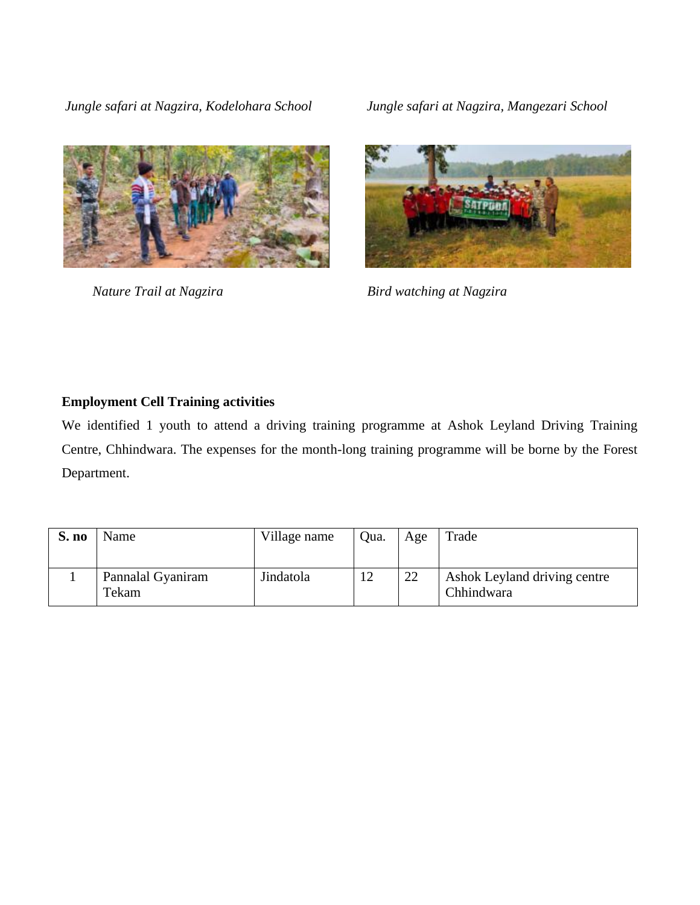*Jungle safari at Nagzira, Kodelohara School*

*Jungle safari at Nagzira, Mangezari School*

*Nature Trail at Nagzira*

*Bird watching at Nagzira*

**Employment Cell Training activities**

We identified 1 youth to attend a driving training programme at Ashok Leyland Driving Training Centre, Chhindwara. The expenses for the month-long training programme will be borne by the Forest Department.

| **S. no** | Name | Village name | Qua. | Age | Trade |
|---|---|---|---|---|---|
| 1 | Pannalal Gyaniram Tekam | Jindatola | 12 | 22 | Ashok Leyland driving centre Chhindwara |